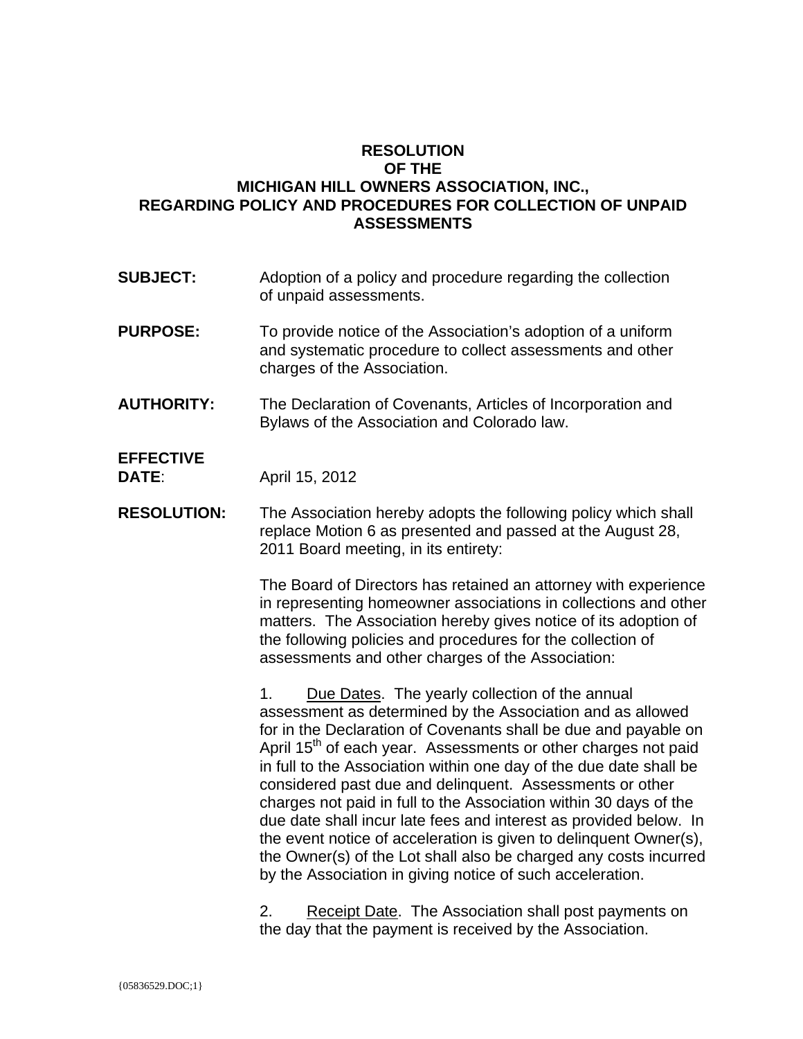# RESOLUTION OF THE MICHIGAN HILL OWNERS ASSOCIATION, INC., REGARDING POLICY AND PROCEDURES FOR COLLECTION OF UNPAID ASSESSMENTS

**SUBJECT:** Adoption of a policy and procedure regarding the collection of unpaid assessments.

**PURPOSE:** To provide notice of the Association's adoption of a uniform and systematic procedure to collect assessments and other charges of the Association.

**AUTHORITY:** The Declaration of Covenants, Articles of Incorporation and Bylaws of the Association and Colorado law.

**EFFECTIVE DATE:** April 15, 2012

**RESOLUTION:** The Association hereby adopts the following policy which shall replace Motion 6 as presented and passed at the August 28, 2011 Board meeting, in its entirety:

The Board of Directors has retained an attorney with experience in representing homeowner associations in collections and other matters. The Association hereby gives notice of its adoption of the following policies and procedures for the collection of assessments and other charges of the Association:

1. Due Dates. The yearly collection of the annual assessment as determined by the Association and as allowed for in the Declaration of Covenants shall be due and payable on April 15th of each year. Assessments or other charges not paid in full to the Association within one day of the due date shall be considered past due and delinquent. Assessments or other charges not paid in full to the Association within 30 days of the due date shall incur late fees and interest as provided below. In the event notice of acceleration is given to delinquent Owner(s), the Owner(s) of the Lot shall also be charged any costs incurred by the Association in giving notice of such acceleration.

2. Receipt Date. The Association shall post payments on the day that the payment is received by the Association.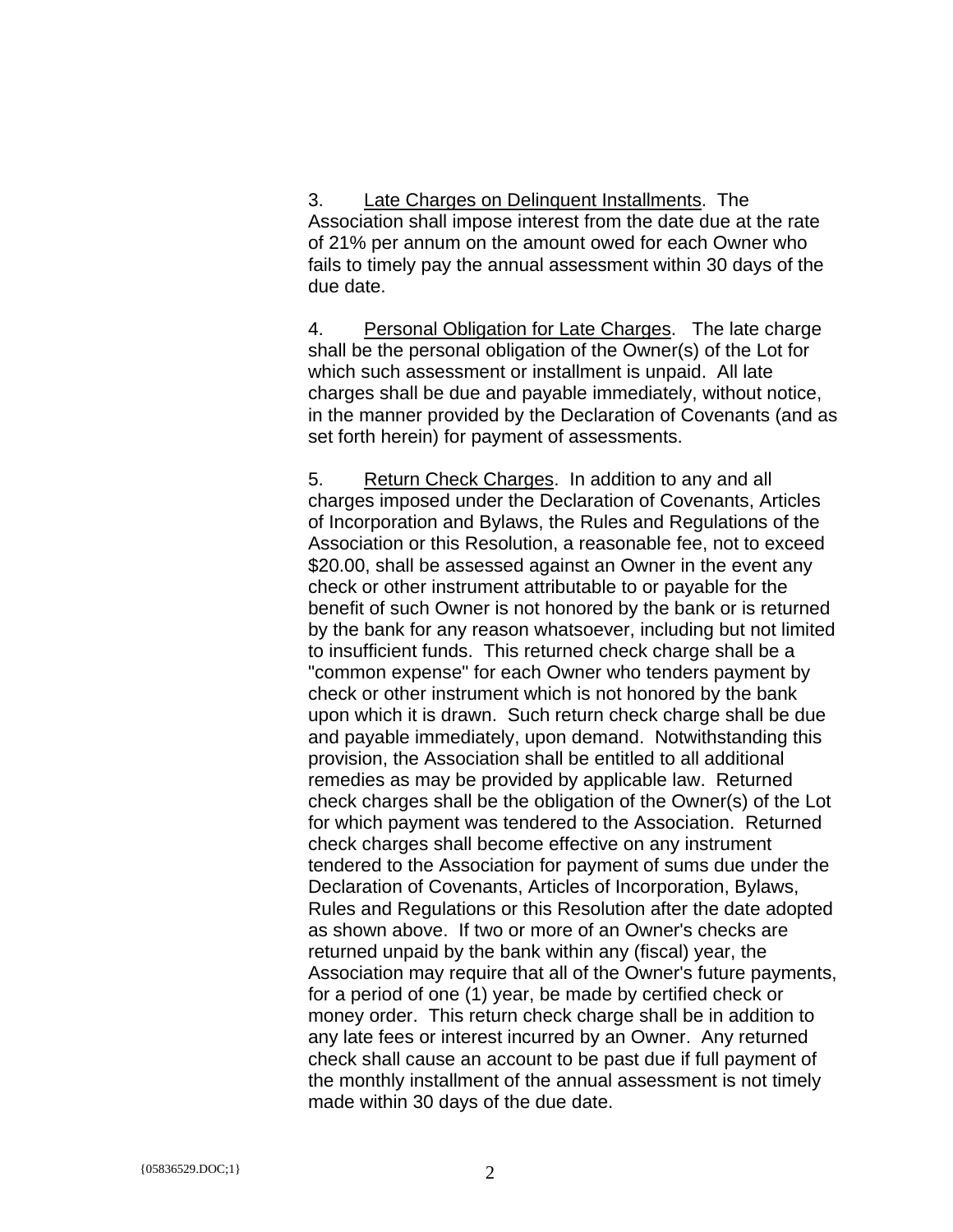3. Late Charges on Delinquent Installments. The Association shall impose interest from the date due at the rate of 21% per annum on the amount owed for each Owner who fails to timely pay the annual assessment within 30 days of the due date.

4. Personal Obligation for Late Charges. The late charge shall be the personal obligation of the Owner(s) of the Lot for which such assessment or installment is unpaid. All late charges shall be due and payable immediately, without notice, in the manner provided by the Declaration of Covenants (and as set forth herein) for payment of assessments.

5. Return Check Charges. In addition to any and all charges imposed under the Declaration of Covenants, Articles of Incorporation and Bylaws, the Rules and Regulations of the Association or this Resolution, a reasonable fee, not to exceed $20.00, shall be assessed against an Owner in the event any check or other instrument attributable to or payable for the benefit of such Owner is not honored by the bank or is returned by the bank for any reason whatsoever, including but not limited to insufficient funds. This returned check charge shall be a "common expense" for each Owner who tenders payment by check or other instrument which is not honored by the bank upon which it is drawn. Such return check charge shall be due and payable immediately, upon demand. Notwithstanding this provision, the Association shall be entitled to all additional remedies as may be provided by applicable law. Returned check charges shall be the obligation of the Owner(s) of the Lot for which payment was tendered to the Association. Returned check charges shall become effective on any instrument tendered to the Association for payment of sums due under the Declaration of Covenants, Articles of Incorporation, Bylaws, Rules and Regulations or this Resolution after the date adopted as shown above. If two or more of an Owner's checks are returned unpaid by the bank within any (fiscal) year, the Association may require that all of the Owner's future payments, for a period of one (1) year, be made by certified check or money order. This return check charge shall be in addition to any late fees or interest incurred by an Owner. Any returned check shall cause an account to be past due if full payment of the monthly installment of the annual assessment is not timely made within 30 days of the due date.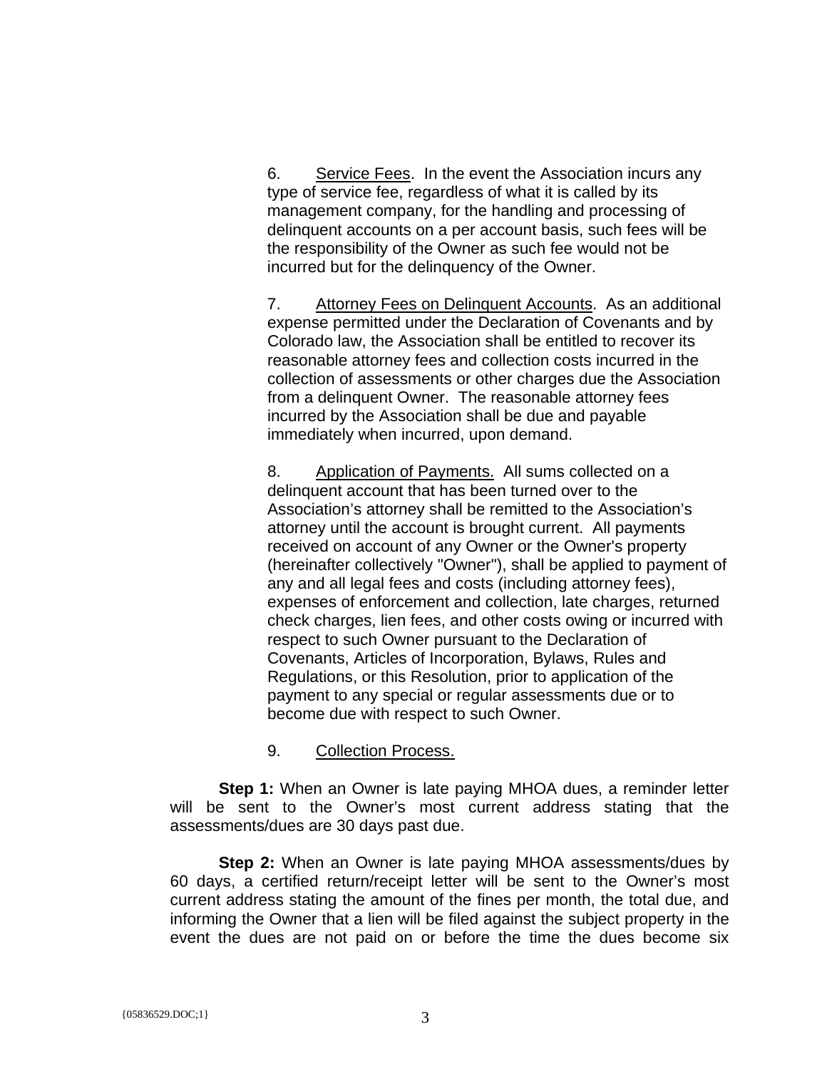6. Service Fees. In the event the Association incurs any type of service fee, regardless of what it is called by its management company, for the handling and processing of delinquent accounts on a per account basis, such fees will be the responsibility of the Owner as such fee would not be incurred but for the delinquency of the Owner.

7. Attorney Fees on Delinquent Accounts. As an additional expense permitted under the Declaration of Covenants and by Colorado law, the Association shall be entitled to recover its reasonable attorney fees and collection costs incurred in the collection of assessments or other charges due the Association from a delinquent Owner. The reasonable attorney fees incurred by the Association shall be due and payable immediately when incurred, upon demand.

8. Application of Payments. All sums collected on a delinquent account that has been turned over to the Association's attorney shall be remitted to the Association's attorney until the account is brought current. All payments received on account of any Owner or the Owner's property (hereinafter collectively "Owner"), shall be applied to payment of any and all legal fees and costs (including attorney fees), expenses of enforcement and collection, late charges, returned check charges, lien fees, and other costs owing or incurred with respect to such Owner pursuant to the Declaration of Covenants, Articles of Incorporation, Bylaws, Rules and Regulations, or this Resolution, prior to application of the payment to any special or regular assessments due or to become due with respect to such Owner.

9. Collection Process.

**Step 1:** When an Owner is late paying MHOA dues, a reminder letter will be sent to the Owner's most current address stating that the assessments/dues are 30 days past due.

**Step 2:** When an Owner is late paying MHOA assessments/dues by 60 days, a certified return/receipt letter will be sent to the Owner's most current address stating the amount of the fines per month, the total due, and informing the Owner that a lien will be filed against the subject property in the event the dues are not paid on or before the time the dues become six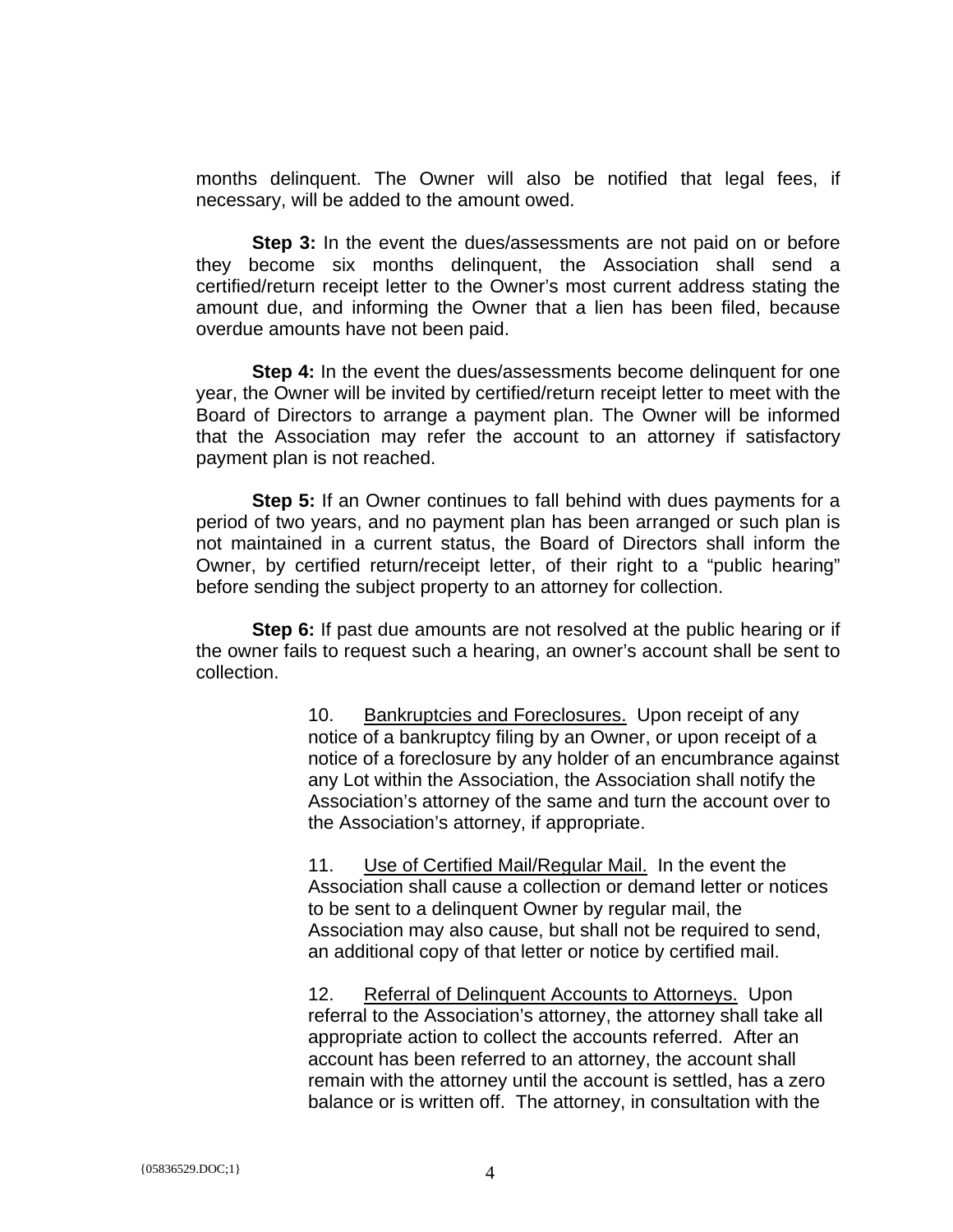months delinquent. The Owner will also be notified that legal fees, if necessary, will be added to the amount owed.

**Step 3:** In the event the dues/assessments are not paid on or before they become six months delinquent, the Association shall send a certified/return receipt letter to the Owner's most current address stating the amount due, and informing the Owner that a lien has been filed, because overdue amounts have not been paid.

**Step 4:** In the event the dues/assessments become delinquent for one year, the Owner will be invited by certified/return receipt letter to meet with the Board of Directors to arrange a payment plan. The Owner will be informed that the Association may refer the account to an attorney if satisfactory payment plan is not reached.

**Step 5:** If an Owner continues to fall behind with dues payments for a period of two years, and no payment plan has been arranged or such plan is not maintained in a current status, the Board of Directors shall inform the Owner, by certified return/receipt letter, of their right to a "public hearing" before sending the subject property to an attorney for collection.

**Step 6:** If past due amounts are not resolved at the public hearing or if the owner fails to request such a hearing, an owner's account shall be sent to collection.

10. <u>Bankruptcies and Foreclosures.</u> Upon receipt of any notice of a bankruptcy filing by an Owner, or upon receipt of a notice of a foreclosure by any holder of an encumbrance against any Lot within the Association, the Association shall notify the Association's attorney of the same and turn the account over to the Association's attorney, if appropriate.

11. <u>Use of Certified Mail/Regular Mail.</u> In the event the Association shall cause a collection or demand letter or notices to be sent to a delinquent Owner by regular mail, the Association may also cause, but shall not be required to send, an additional copy of that letter or notice by certified mail.

12. <u>Referral of Delinquent Accounts to Attorneys.</u> Upon referral to the Association's attorney, the attorney shall take all appropriate action to collect the accounts referred. After an account has been referred to an attorney, the account shall remain with the attorney until the account is settled, has a zero balance or is written off. The attorney, in consultation with the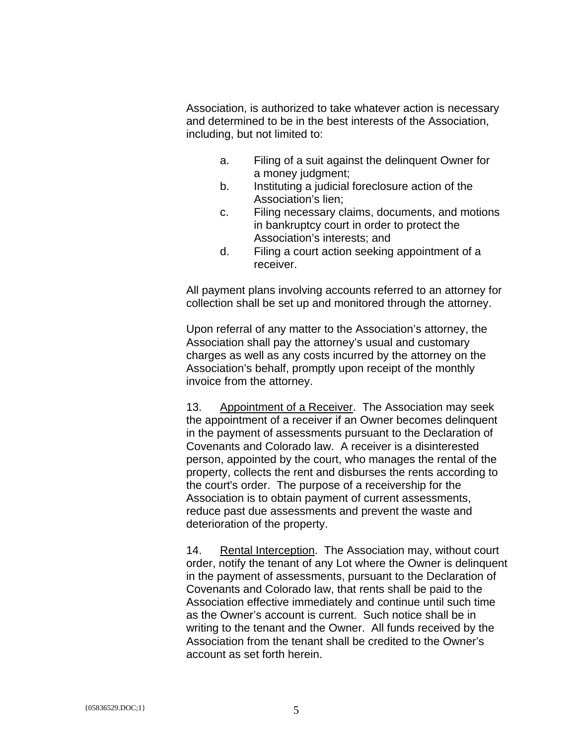Association, is authorized to take whatever action is necessary and determined to be in the best interests of the Association, including, but not limited to:

a. Filing of a suit against the delinquent Owner for a money judgment;
b. Instituting a judicial foreclosure action of the Association's lien;
c. Filing necessary claims, documents, and motions in bankruptcy court in order to protect the Association's interests; and
d. Filing a court action seeking appointment of a receiver.

All payment plans involving accounts referred to an attorney for collection shall be set up and monitored through the attorney.

Upon referral of any matter to the Association's attorney, the Association shall pay the attorney's usual and customary charges as well as any costs incurred by the attorney on the Association's behalf, promptly upon receipt of the monthly invoice from the attorney.

13. Appointment of a Receiver. The Association may seek the appointment of a receiver if an Owner becomes delinquent in the payment of assessments pursuant to the Declaration of Covenants and Colorado law. A receiver is a disinterested person, appointed by the court, who manages the rental of the property, collects the rent and disburses the rents according to the court's order. The purpose of a receivership for the Association is to obtain payment of current assessments, reduce past due assessments and prevent the waste and deterioration of the property.

14. Rental Interception. The Association may, without court order, notify the tenant of any Lot where the Owner is delinquent in the payment of assessments, pursuant to the Declaration of Covenants and Colorado law, that rents shall be paid to the Association effective immediately and continue until such time as the Owner's account is current. Such notice shall be in writing to the tenant and the Owner. All funds received by the Association from the tenant shall be credited to the Owner's account as set forth herein.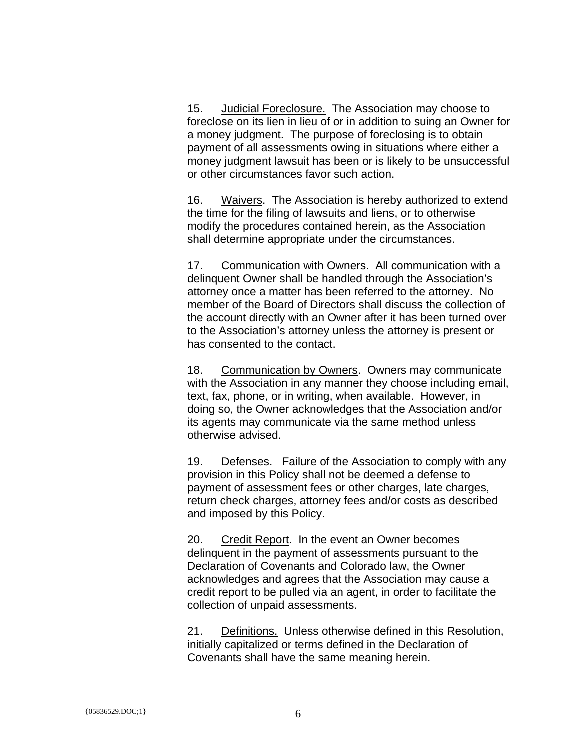15. Judicial Foreclosure. The Association may choose to foreclose on its lien in lieu of or in addition to suing an Owner for a money judgment. The purpose of foreclosing is to obtain payment of all assessments owing in situations where either a money judgment lawsuit has been or is likely to be unsuccessful or other circumstances favor such action.

16. Waivers. The Association is hereby authorized to extend the time for the filing of lawsuits and liens, or to otherwise modify the procedures contained herein, as the Association shall determine appropriate under the circumstances.

17. Communication with Owners. All communication with a delinquent Owner shall be handled through the Association's attorney once a matter has been referred to the attorney. No member of the Board of Directors shall discuss the collection of the account directly with an Owner after it has been turned over to the Association's attorney unless the attorney is present or has consented to the contact.

18. Communication by Owners. Owners may communicate with the Association in any manner they choose including email, text, fax, phone, or in writing, when available. However, in doing so, the Owner acknowledges that the Association and/or its agents may communicate via the same method unless otherwise advised.

19. Defenses. Failure of the Association to comply with any provision in this Policy shall not be deemed a defense to payment of assessment fees or other charges, late charges, return check charges, attorney fees and/or costs as described and imposed by this Policy.

20. Credit Report. In the event an Owner becomes delinquent in the payment of assessments pursuant to the Declaration of Covenants and Colorado law, the Owner acknowledges and agrees that the Association may cause a credit report to be pulled via an agent, in order to facilitate the collection of unpaid assessments.

21. Definitions. Unless otherwise defined in this Resolution, initially capitalized or terms defined in the Declaration of Covenants shall have the same meaning herein.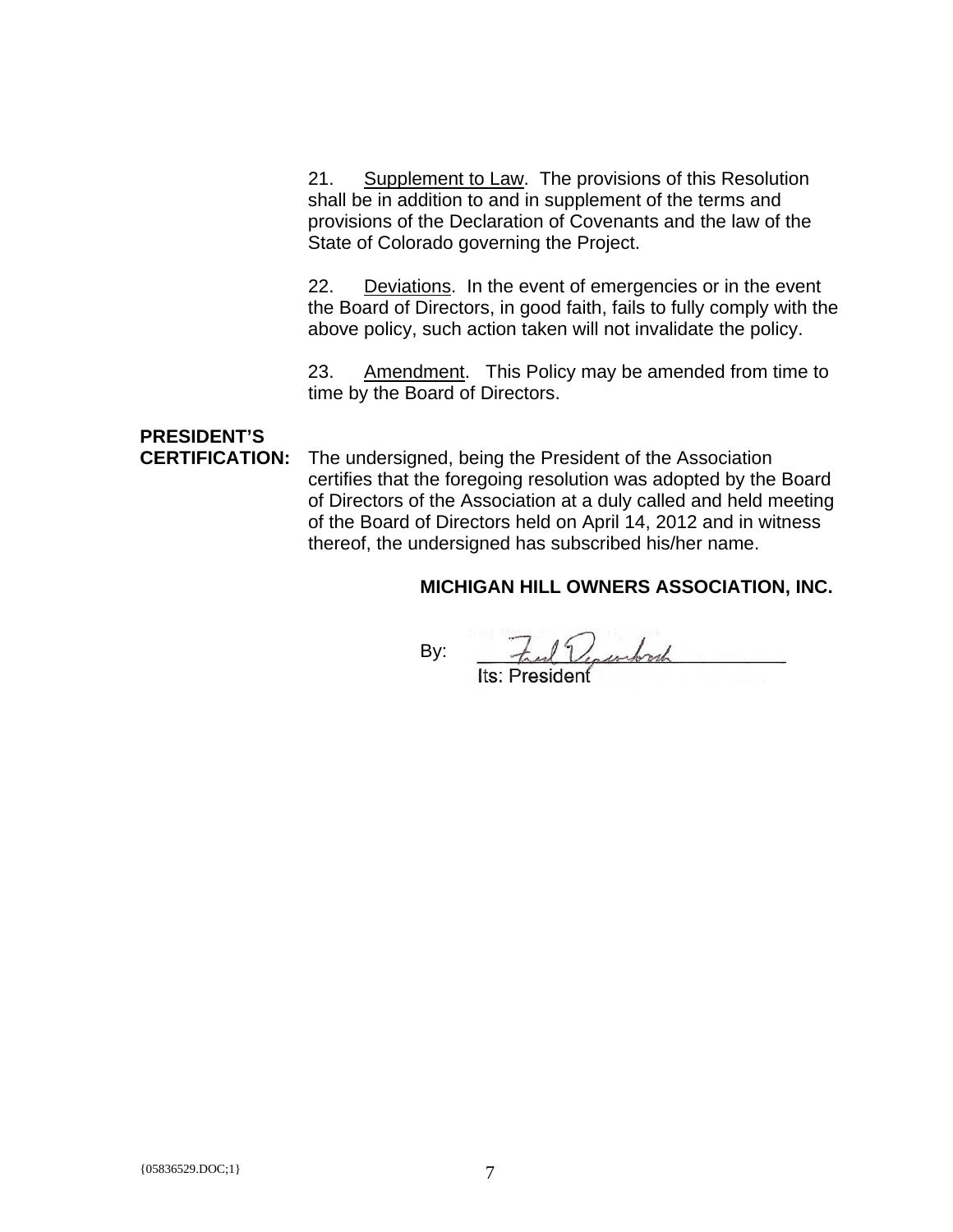21. Supplement to Law. The provisions of this Resolution shall be in addition to and in supplement of the terms and provisions of the Declaration of Covenants and the law of the State of Colorado governing the Project.

22. Deviations. In the event of emergencies or in the event the Board of Directors, in good faith, fails to fully comply with the above policy, such action taken will not invalidate the policy.

23. Amendment. This Policy may be amended from time to time by the Board of Directors.

**PRESIDENT'S CERTIFICATION:** The undersigned, being the President of the Association certifies that the foregoing resolution was adopted by the Board of Directors of the Association at a duly called and held meeting of the Board of Directors held on April 14, 2012 and in witness thereof, the undersigned has subscribed his/her name.

**MICHIGAN HILL OWNERS ASSOCIATION, INC.**

By: ____________________________
Its: President

{05836529.DOC;1}